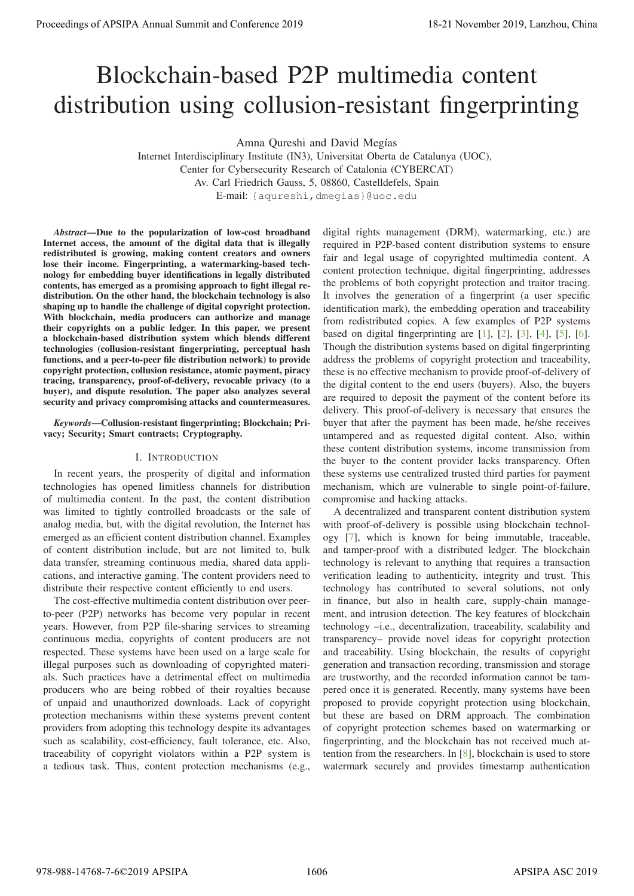# Blockchain-based P2P multimedia content distribution using collusion-resistant fingerprinting

Amna Qureshi and David Megías

Internet Interdisciplinary Institute (IN3), Universitat Oberta de Catalunya (UOC),
Center for Cybersecurity Research of Catalonia (CYBERCAT)
Av. Carl Friedrich Gauss, 5, 08860, Castelldefels, Spain
E-mail: {aqureshi,dmegias}@uoc.edu

***Abstract*—Due to the popularization of low-cost broadband Internet access, the amount of the digital data that is illegally redistributed is growing, making content creators and owners lose their income. Fingerprinting, a watermarking-based technology for embedding buyer identifications in legally distributed contents, has emerged as a promising approach to fight illegal redistribution. On the other hand, the blockchain technology is also shaping up to handle the challenge of digital copyright protection. With blockchain, media producers can authorize and manage their copyrights on a public ledger. In this paper, we present a blockchain-based distribution system which blends different technologies (collusion-resistant fingerprinting, perceptual hash functions, and a peer-to-peer file distribution network) to provide copyright protection, collusion resistance, atomic payment, piracy tracing, transparency, proof-of-delivery, revocable privacy (to a buyer), and dispute resolution. The paper also analyzes several security and privacy compromising attacks and countermeasures.**

***Keywords*—Collusion-resistant fingerprinting; Blockchain; Privacy; Security; Smart contracts; Cryptography.**

## I. Introduction

In recent years, the prosperity of digital and information technologies has opened limitless channels for distribution of multimedia content. In the past, the content distribution was limited to tightly controlled broadcasts or the sale of analog media, but, with the digital revolution, the Internet has emerged as an efficient content distribution channel. Examples of content distribution include, but are not limited to, bulk data transfer, streaming continuous media, shared data applications, and interactive gaming. The content providers need to distribute their respective content efficiently to end users.

The cost-effective multimedia content distribution over peer-to-peer (P2P) networks has become very popular in recent years. However, from P2P file-sharing services to streaming continuous media, copyrights of content producers are not respected. These systems have been used on a large scale for illegal purposes such as downloading of copyrighted materials. Such practices have a detrimental effect on multimedia producers who are being robbed of their royalties because of unpaid and unauthorized downloads. Lack of copyright protection mechanisms within these systems prevent content providers from adopting this technology despite its advantages such as scalability, cost-efficiency, fault tolerance, etc. Also, traceability of copyright violators within a P2P system is a tedious task. Thus, content protection mechanisms (e.g., digital rights management (DRM), watermarking, etc.) are required in P2P-based content distribution systems to ensure fair and legal usage of copyrighted multimedia content. A content protection technique, digital fingerprinting, addresses the problems of both copyright protection and traitor tracing. It involves the generation of a fingerprint (a user specific identification mark), the embedding operation and traceability from redistributed copies. A few examples of P2P systems based on digital fingerprinting are [1], [2], [3], [4], [5], [6]. Though the distribution systems based on digital fingerprinting address the problems of copyright protection and traceability, these is no effective mechanism to provide proof-of-delivery of the digital content to the end users (buyers). Also, the buyers are required to deposit the payment of the content before its delivery. This proof-of-delivery is necessary that ensures the buyer that after the payment has been made, he/she receives untampered and as requested digital content. Also, within these content distribution systems, income transmission from the buyer to the content provider lacks transparency. Often these systems use centralized trusted third parties for payment mechanism, which are vulnerable to single point-of-failure, compromise and hacking attacks.

A decentralized and transparent content distribution system with proof-of-delivery is possible using blockchain technology [7], which is known for being immutable, traceable, and tamper-proof with a distributed ledger. The blockchain technology is relevant to anything that requires a transaction verification leading to authenticity, integrity and trust. This technology has contributed to several solutions, not only in finance, but also in health care, supply-chain management, and intrusion detection. The key features of blockchain technology –i.e., decentralization, traceability, scalability and transparency– provide novel ideas for copyright protection and traceability. Using blockchain, the results of copyright generation and transaction recording, transmission and storage are trustworthy, and the recorded information cannot be tampered once it is generated. Recently, many systems have been proposed to provide copyright protection using blockchain, but these are based on DRM approach. The combination of copyright protection schemes based on watermarking or fingerprinting, and the blockchain has not received much attention from the researchers. In [8], blockchain is used to store watermark securely and provides timestamp authentication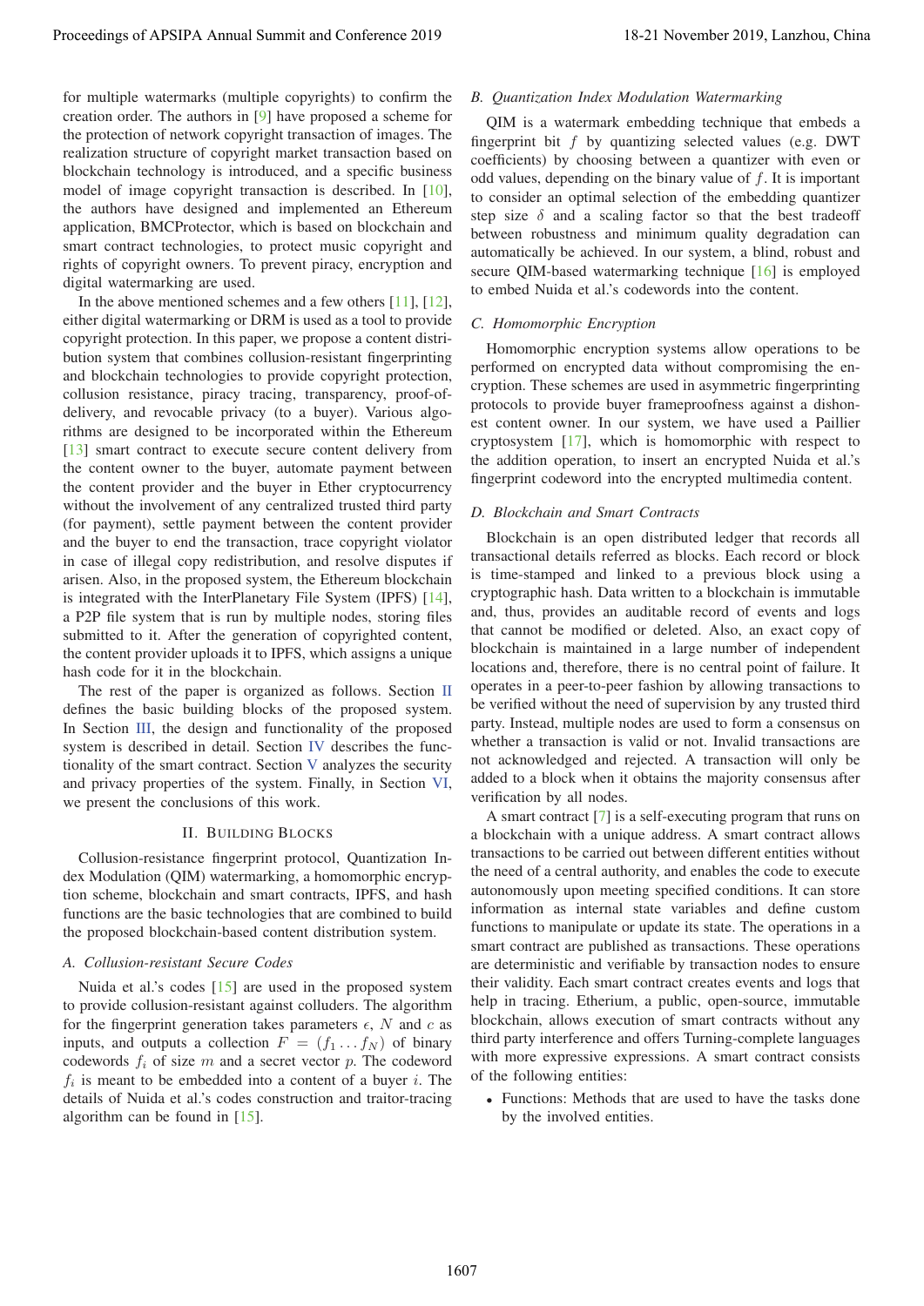for multiple watermarks (multiple copyrights) to confirm the creation order. The authors in [9] have proposed a scheme for the protection of network copyright transaction of images. The realization structure of copyright market transaction based on blockchain technology is introduced, and a specific business model of image copyright transaction is described. In [10], the authors have designed and implemented an Ethereum application, BMCProtector, which is based on blockchain and smart contract technologies, to protect music copyright and rights of copyright owners. To prevent piracy, encryption and digital watermarking are used.

In the above mentioned schemes and a few others [11], [12], either digital watermarking or DRM is used as a tool to provide copyright protection. In this paper, we propose a content distribution system that combines collusion-resistant fingerprinting and blockchain technologies to provide copyright protection, collusion resistance, piracy tracing, transparency, proof-of-delivery, and revocable privacy (to a buyer). Various algorithms are designed to be incorporated within the Ethereum [13] smart contract to execute secure content delivery from the content owner to the buyer, automate payment between the content provider and the buyer in Ether cryptocurrency without the involvement of any centralized trusted third party (for payment), settle payment between the content provider and the buyer to end the transaction, trace copyright violator in case of illegal copy redistribution, and resolve disputes if arisen. Also, in the proposed system, the Ethereum blockchain is integrated with the InterPlanetary File System (IPFS) [14], a P2P file system that is run by multiple nodes, storing files submitted to it. After the generation of copyrighted content, the content provider uploads it to IPFS, which assigns a unique hash code for it in the blockchain.

The rest of the paper is organized as follows. Section II defines the basic building blocks of the proposed system. In Section III, the design and functionality of the proposed system is described in detail. Section IV describes the functionality of the smart contract. Section V analyzes the security and privacy properties of the system. Finally, in Section VI, we present the conclusions of this work.

## II. Building Blocks

Collusion-resistance fingerprint protocol, Quantization Index Modulation (QIM) watermarking, a homomorphic encryption scheme, blockchain and smart contracts, IPFS, and hash functions are the basic technologies that are combined to build the proposed blockchain-based content distribution system.

### A. Collusion-resistant Secure Codes

Nuida et al.'s codes [15] are used in the proposed system to provide collusion-resistant against colluders. The algorithm for the fingerprint generation takes parameters $\epsilon$, $N$ and $c$ as inputs, and outputs a collection $F = (f_1 \dots f_N)$ of binary codewords $f_i$ of size $m$ and a secret vector $p$. The codeword $f_i$ is meant to be embedded into a content of a buyer $i$. The details of Nuida et al.'s codes construction and traitor-tracing algorithm can be found in [15].

### B. Quantization Index Modulation Watermarking

QIM is a watermark embedding technique that embeds a fingerprint bit $f$ by quantizing selected values (e.g. DWT coefficients) by choosing between a quantizer with even or odd values, depending on the binary value of $f$. It is important to consider an optimal selection of the embedding quantizer step size $\delta$ and a scaling factor so that the best tradeoff between robustness and minimum quality degradation can automatically be achieved. In our system, a blind, robust and secure QIM-based watermarking technique [16] is employed to embed Nuida et al.'s codewords into the content.

### C. Homomorphic Encryption

Homomorphic encryption systems allow operations to be performed on encrypted data without compromising the encryption. These schemes are used in asymmetric fingerprinting protocols to provide buyer frameproofness against a dishonest content owner. In our system, we have used a Paillier cryptosystem [17], which is homomorphic with respect to the addition operation, to insert an encrypted Nuida et al.'s fingerprint codeword into the encrypted multimedia content.

### D. Blockchain and Smart Contracts

Blockchain is an open distributed ledger that records all transactional details referred as blocks. Each record or block is time-stamped and linked to a previous block using a cryptographic hash. Data written to a blockchain is immutable and, thus, provides an auditable record of events and logs that cannot be modified or deleted. Also, an exact copy of blockchain is maintained in a large number of independent locations and, therefore, there is no central point of failure. It operates in a peer-to-peer fashion by allowing transactions to be verified without the need of supervision by any trusted third party. Instead, multiple nodes are used to form a consensus on whether a transaction is valid or not. Invalid transactions are not acknowledged and rejected. A transaction will only be added to a block when it obtains the majority consensus after verification by all nodes.

A smart contract [7] is a self-executing program that runs on a blockchain with a unique address. A smart contract allows transactions to be carried out between different entities without the need of a central authority, and enables the code to execute autonomously upon meeting specified conditions. It can store information as internal state variables and define custom functions to manipulate or update its state. The operations in a smart contract are published as transactions. These operations are deterministic and verifiable by transaction nodes to ensure their validity. Each smart contract creates events and logs that help in tracing. Etherium, a public, open-source, immutable blockchain, allows execution of smart contracts without any third party interference and offers Turning-complete languages with more expressive expressions. A smart contract consists of the following entities:

- Functions: Methods that are used to have the tasks done by the involved entities.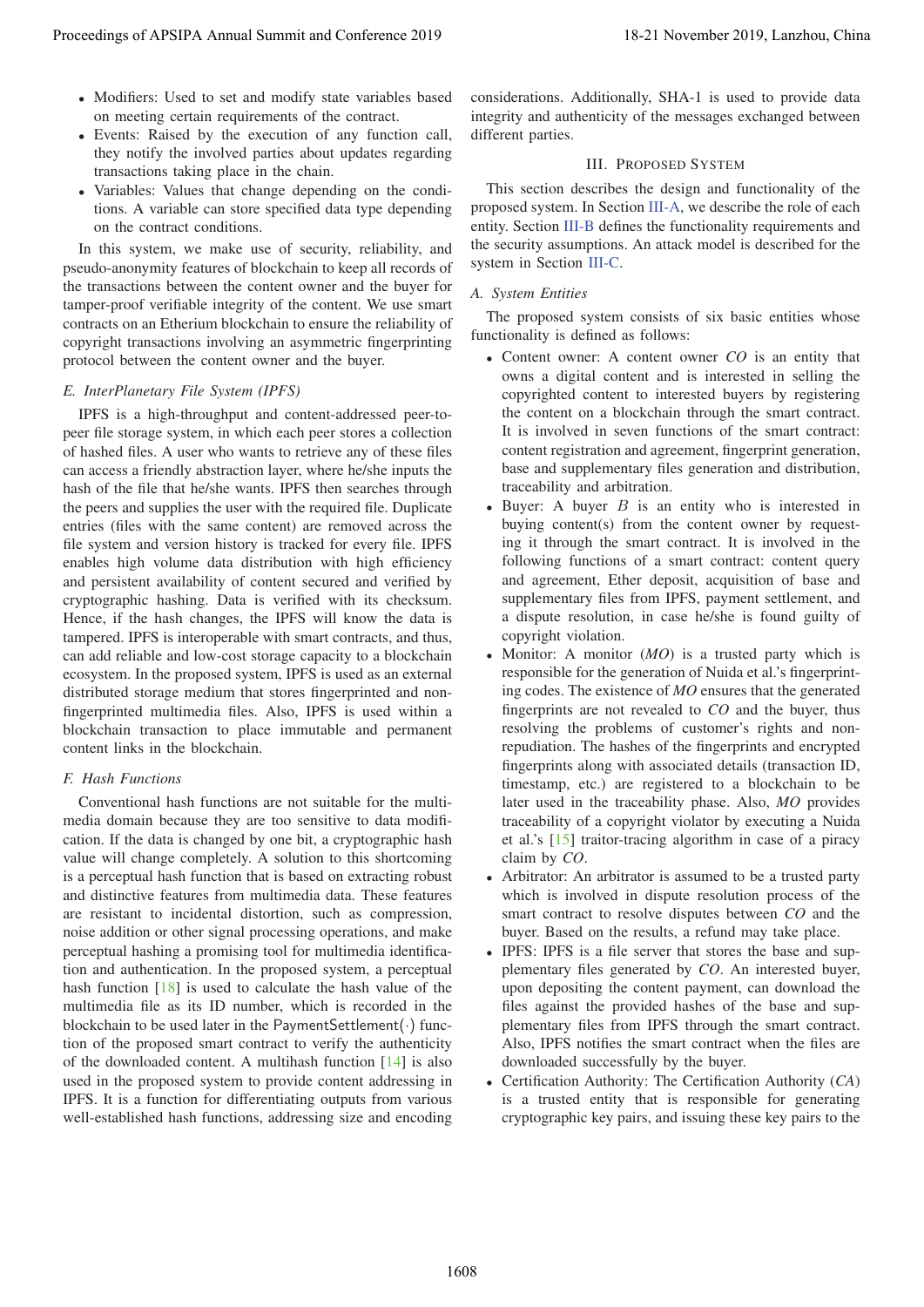- Modifiers: Used to set and modify state variables based on meeting certain requirements of the contract.
- Events: Raised by the execution of any function call, they notify the involved parties about updates regarding transactions taking place in the chain.
- Variables: Values that change depending on the conditions. A variable can store specified data type depending on the contract conditions.

In this system, we make use of security, reliability, and pseudo-anonymity features of blockchain to keep all records of the transactions between the content owner and the buyer for tamper-proof verifiable integrity of the content. We use smart contracts on an Etherium blockchain to ensure the reliability of copyright transactions involving an asymmetric fingerprinting protocol between the content owner and the buyer.

### *E. InterPlanetary File System (IPFS)*

IPFS is a high-throughput and content-addressed peer-to-peer file storage system, in which each peer stores a collection of hashed files. A user who wants to retrieve any of these files can access a friendly abstraction layer, where he/she inputs the hash of the file that he/she wants. IPFS then searches through the peers and supplies the user with the required file. Duplicate entries (files with the same content) are removed across the file system and version history is tracked for every file. IPFS enables high volume data distribution with high efficiency and persistent availability of content secured and verified by cryptographic hashing. Data is verified with its checksum. Hence, if the hash changes, the IPFS will know the data is tampered. IPFS is interoperable with smart contracts, and thus, can add reliable and low-cost storage capacity to a blockchain ecosystem. In the proposed system, IPFS is used as an external distributed storage medium that stores fingerprinted and non-fingerprinted multimedia files. Also, IPFS is used within a blockchain transaction to place immutable and permanent content links in the blockchain.

### *F. Hash Functions*

Conventional hash functions are not suitable for the multimedia domain because they are too sensitive to data modification. If the data is changed by one bit, a cryptographic hash value will change completely. A solution to this shortcoming is a perceptual hash function that is based on extracting robust and distinctive features from multimedia data. These features are resistant to incidental distortion, such as compression, noise addition or other signal processing operations, and make perceptual hashing a promising tool for multimedia identification and authentication. In the proposed system, a perceptual hash function [18] is used to calculate the hash value of the multimedia file as its ID number, which is recorded in the blockchain to be used later in the PaymentSettlement$(\cdot)$ function of the proposed smart contract to verify the authenticity of the downloaded content. A multihash function [14] is also used in the proposed system to provide content addressing in IPFS. It is a function for differentiating outputs from various well-established hash functions, addressing size and encoding considerations. Additionally, SHA-1 is used to provide data integrity and authenticity of the messages exchanged between different parties.

## III. Proposed System

This section describes the design and functionality of the proposed system. In Section III-A, we describe the role of each entity. Section III-B defines the functionality requirements and the security assumptions. An attack model is described for the system in Section III-C.

### *A. System Entities*

The proposed system consists of six basic entities whose functionality is defined as follows:

- Content owner: A content owner *CO* is an entity that owns a digital content and is interested in selling the copyrighted content to interested buyers by registering the content on a blockchain through the smart contract. It is involved in seven functions of the smart contract: content registration and agreement, fingerprint generation, base and supplementary files generation and distribution, traceability and arbitration.
- Buyer: A buyer $B$ is an entity who is interested in buying content(s) from the content owner by requesting it through the smart contract. It is involved in the following functions of a smart contract: content query and agreement, Ether deposit, acquisition of base and supplementary files from IPFS, payment settlement, and a dispute resolution, in case he/she is found guilty of copyright violation.
- Monitor: A monitor (*MO*) is a trusted party which is responsible for the generation of Nuida et al.'s fingerprinting codes. The existence of *MO* ensures that the generated fingerprints are not revealed to *CO* and the buyer, thus resolving the problems of customer's rights and non-repudiation. The hashes of the fingerprints and encrypted fingerprints along with associated details (transaction ID, timestamp, etc.) are registered to a blockchain to be later used in the traceability phase. Also, *MO* provides traceability of a copyright violator by executing a Nuida et al.'s [15] traitor-tracing algorithm in case of a piracy claim by *CO*.
- Arbitrator: An arbitrator is assumed to be a trusted party which is involved in dispute resolution process of the smart contract to resolve disputes between *CO* and the buyer. Based on the results, a refund may take place.
- IPFS: IPFS is a file server that stores the base and supplementary files generated by *CO*. An interested buyer, upon depositing the content payment, can download the files against the provided hashes of the base and supplementary files from IPFS through the smart contract. Also, IPFS notifies the smart contract when the files are downloaded successfully by the buyer.
- Certification Authority: The Certification Authority (*CA*) is a trusted entity that is responsible for generating cryptographic key pairs, and issuing these key pairs to the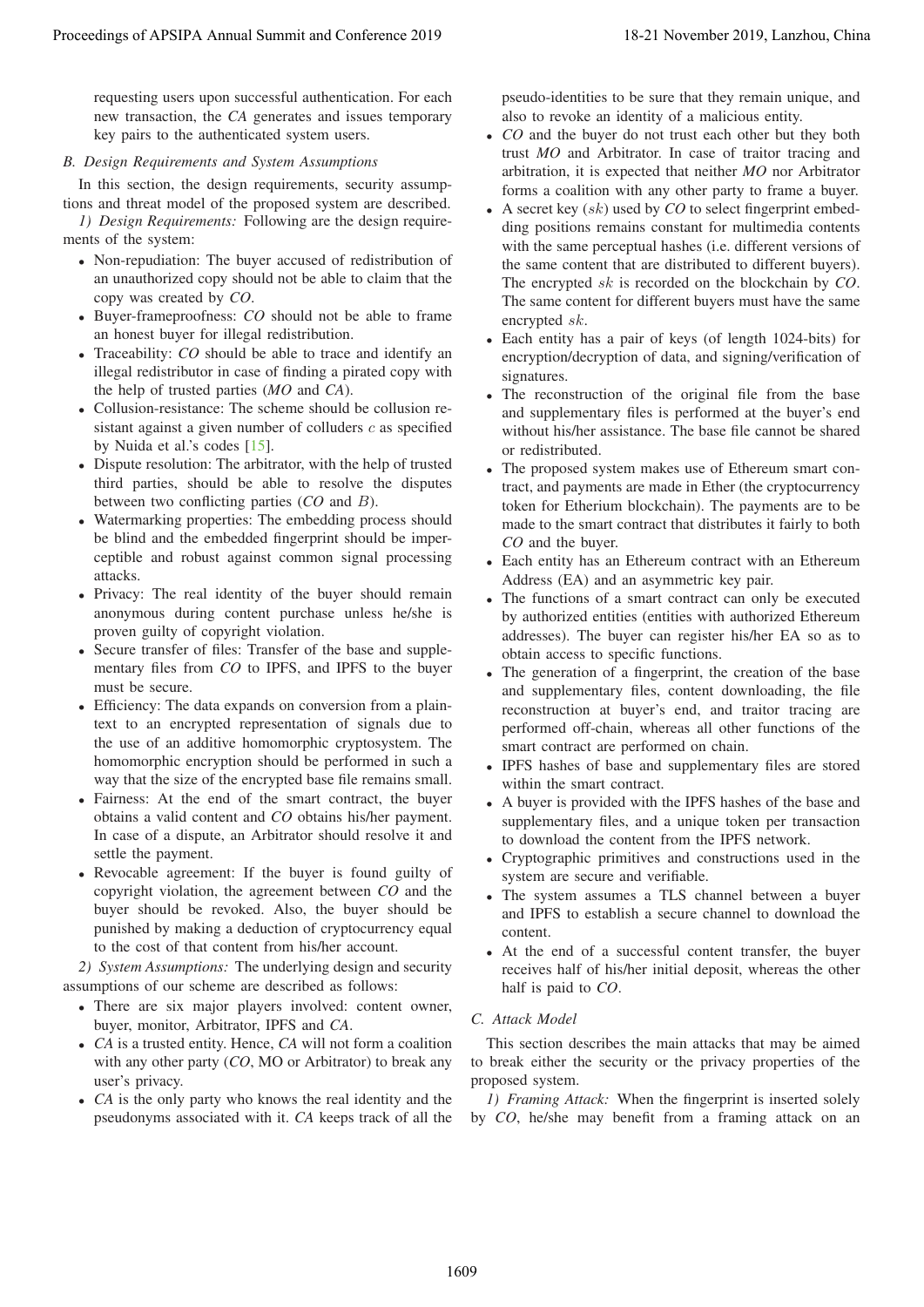requesting users upon successful authentication. For each new transaction, the *CA* generates and issues temporary key pairs to the authenticated system users.

### B. Design Requirements and System Assumptions

In this section, the design requirements, security assumptions and threat model of the proposed system are described.

*1) Design Requirements:* Following are the design requirements of the system:

- Non-repudiation: The buyer accused of redistribution of an unauthorized copy should not be able to claim that the copy was created by *CO*.
- Buyer-frameproofness: *CO* should not be able to frame an honest buyer for illegal redistribution.
- Traceability: *CO* should be able to trace and identify an illegal redistributor in case of finding a pirated copy with the help of trusted parties (*MO* and *CA*).
- Collusion-resistance: The scheme should be collusion resistant against a given number of colluders $c$ as specified by Nuida et al.'s codes [15].
- Dispute resolution: The arbitrator, with the help of trusted third parties, should be able to resolve the disputes between two conflicting parties (*CO* and $B$).
- Watermarking properties: The embedding process should be blind and the embedded fingerprint should be imperceptible and robust against common signal processing attacks.
- Privacy: The real identity of the buyer should remain anonymous during content purchase unless he/she is proven guilty of copyright violation.
- Secure transfer of files: Transfer of the base and supplementary files from *CO* to IPFS, and IPFS to the buyer must be secure.
- Efficiency: The data expands on conversion from a plaintext to an encrypted representation of signals due to the use of an additive homomorphic cryptosystem. The homomorphic encryption should be performed in such a way that the size of the encrypted base file remains small.
- Fairness: At the end of the smart contract, the buyer obtains a valid content and *CO* obtains his/her payment. In case of a dispute, an Arbitrator should resolve it and settle the payment.
- Revocable agreement: If the buyer is found guilty of copyright violation, the agreement between *CO* and the buyer should be revoked. Also, the buyer should be punished by making a deduction of cryptocurrency equal to the cost of that content from his/her account.

*2) System Assumptions:* The underlying design and security assumptions of our scheme are described as follows:

- There are six major players involved: content owner, buyer, monitor, Arbitrator, IPFS and *CA*.
- *CA* is a trusted entity. Hence, *CA* will not form a coalition with any other party (*CO*, MO or Arbitrator) to break any user's privacy.
- *CA* is the only party who knows the real identity and the pseudonyms associated with it. *CA* keeps track of all the pseudo-identities to be sure that they remain unique, and also to revoke an identity of a malicious entity.
- *CO* and the buyer do not trust each other but they both trust *MO* and Arbitrator. In case of traitor tracing and arbitration, it is expected that neither *MO* nor Arbitrator forms a coalition with any other party to frame a buyer.
- A secret key ($sk$) used by *CO* to select fingerprint embedding positions remains constant for multimedia contents with the same perceptual hashes (i.e. different versions of the same content that are distributed to different buyers). The encrypted $sk$ is recorded on the blockchain by *CO*. The same content for different buyers must have the same encrypted $sk$.
- Each entity has a pair of keys (of length 1024-bits) for encryption/decryption of data, and signing/verification of signatures.
- The reconstruction of the original file from the base and supplementary files is performed at the buyer's end without his/her assistance. The base file cannot be shared or redistributed.
- The proposed system makes use of Ethereum smart contract, and payments are made in Ether (the cryptocurrency token for Etherium blockchain). The payments are to be made to the smart contract that distributes it fairly to both *CO* and the buyer.
- Each entity has an Ethereum contract with an Ethereum Address (EA) and an asymmetric key pair.
- The functions of a smart contract can only be executed by authorized entities (entities with authorized Ethereum addresses). The buyer can register his/her EA so as to obtain access to specific functions.
- The generation of a fingerprint, the creation of the base and supplementary files, content downloading, the file reconstruction at buyer's end, and traitor tracing are performed off-chain, whereas all other functions of the smart contract are performed on chain.
- IPFS hashes of base and supplementary files are stored within the smart contract.
- A buyer is provided with the IPFS hashes of the base and supplementary files, and a unique token per transaction to download the content from the IPFS network.
- Cryptographic primitives and constructions used in the system are secure and verifiable.
- The system assumes a TLS channel between a buyer and IPFS to establish a secure channel to download the content.
- At the end of a successful content transfer, the buyer receives half of his/her initial deposit, whereas the other half is paid to *CO*.

### C. Attack Model

This section describes the main attacks that may be aimed to break either the security or the privacy properties of the proposed system.

*1) Framing Attack:* When the fingerprint is inserted solely by *CO*, he/she may benefit from a framing attack on an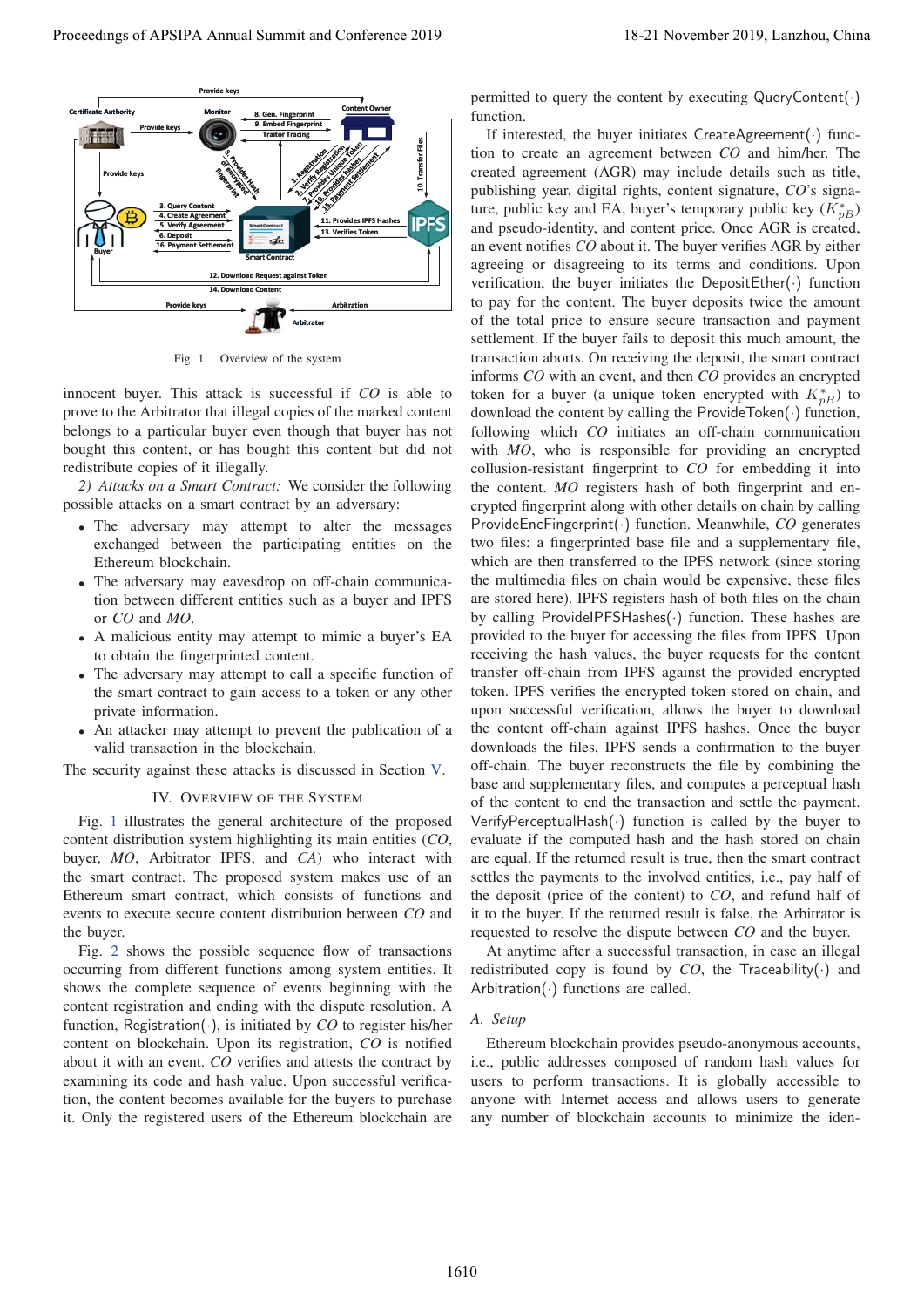Fig. 1. Overview of the system

innocent buyer. This attack is successful if *CO* is able to prove to the Arbitrator that illegal copies of the marked content belongs to a particular buyer even though that buyer has not bought this content, or has bought this content but did not redistribute copies of it illegally.

*2) Attacks on a Smart Contract:* We consider the following possible attacks on a smart contract by an adversary:

- The adversary may attempt to alter the messages exchanged between the participating entities on the Ethereum blockchain.
- The adversary may eavesdrop on off-chain communication between different entities such as a buyer and IPFS or *CO* and *MO*.
- A malicious entity may attempt to mimic a buyer's EA to obtain the fingerprinted content.
- The adversary may attempt to call a specific function of the smart contract to gain access to a token or any other private information.
- An attacker may attempt to prevent the publication of a valid transaction in the blockchain.

The security against these attacks is discussed in Section V.

## IV. Overview of the System

Fig. 1 illustrates the general architecture of the proposed content distribution system highlighting its main entities (*CO*, buyer, *MO*, Arbitrator IPFS, and *CA*) who interact with the smart contract. The proposed system makes use of an Ethereum smart contract, which consists of functions and events to execute secure content distribution between *CO* and the buyer.

Fig. 2 shows the possible sequence flow of transactions occurring from different functions among system entities. It shows the complete sequence of events beginning with the content registration and ending with the dispute resolution. A function, Registration(·), is initiated by *CO* to register his/her content on blockchain. Upon its registration, *CO* is notified about it with an event. *CO* verifies and attests the contract by examining its code and hash value. Upon successful verification, the content becomes available for the buyers to purchase it. Only the registered users of the Ethereum blockchain are permitted to query the content by executing QueryContent(·) function.

If interested, the buyer initiates CreateAgreement(·) function to create an agreement between *CO* and him/her. The created agreement (AGR) may include details such as title, publishing year, digital rights, content signature, *CO*'s signature, public key and EA, buyer's temporary public key ($K_{pB}^{*}$) and pseudo-identity, and content price. Once AGR is created, an event notifies *CO* about it. The buyer verifies AGR by either agreeing or disagreeing to its terms and conditions. Upon verification, the buyer initiates the DepositEther(·) function to pay for the content. The buyer deposits twice the amount of the total price to ensure secure transaction and payment settlement. If the buyer fails to deposit this much amount, the transaction aborts. On receiving the deposit, the smart contract informs *CO* with an event, and then *CO* provides an encrypted token for a buyer (a unique token encrypted with $K_{pB}^{*}$) to download the content by calling the ProvideToken(·) function, following which *CO* initiates an off-chain communication with *MO*, who is responsible for providing an encrypted collusion-resistant fingerprint to *CO* for embedding it into the content. *MO* registers hash of both fingerprint and encrypted fingerprint along with other details on chain by calling ProvideEncFingerprint(·) function. Meanwhile, *CO* generates two files: a fingerprinted base file and a supplementary file, which are then transferred to the IPFS network (since storing the multimedia files on chain would be expensive, these files are stored here). IPFS registers hash of both files on the chain by calling ProvideIPFSHashes(·) function. These hashes are provided to the buyer for accessing the files from IPFS. Upon receiving the hash values, the buyer requests for the content transfer off-chain from IPFS against the provided encrypted token. IPFS verifies the encrypted token stored on chain, and upon successful verification, allows the buyer to download the content off-chain against IPFS hashes. Once the buyer downloads the files, IPFS sends a confirmation to the buyer off-chain. The buyer reconstructs the file by combining the base and supplementary files, and computes a perceptual hash of the content to end the transaction and settle the payment. VerifyPerceptualHash(·) function is called by the buyer to evaluate if the computed hash and the hash stored on chain are equal. If the returned result is true, then the smart contract settles the payments to the involved entities, i.e., pay half of the deposit (price of the content) to *CO*, and refund half of it to the buyer. If the returned result is false, the Arbitrator is requested to resolve the dispute between *CO* and the buyer.

At anytime after a successful transaction, in case an illegal redistributed copy is found by *CO*, the Traceability(·) and Arbitration(·) functions are called.

### A. Setup

Ethereum blockchain provides pseudo-anonymous accounts, i.e., public addresses composed of random hash values for users to perform transactions. It is globally accessible to anyone with Internet access and allows users to generate any number of blockchain accounts to minimize the iden-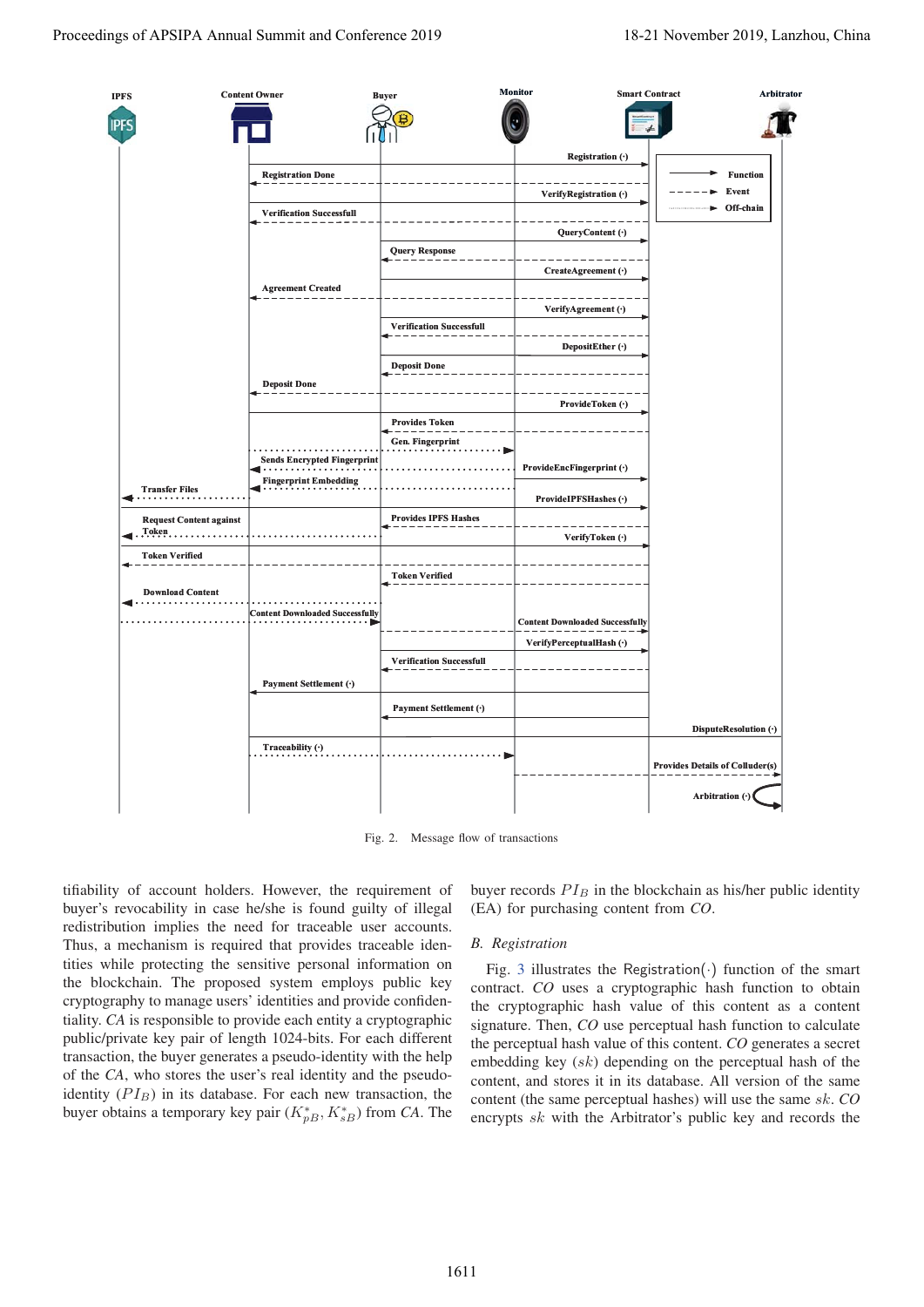Fig. 2. Message flow of transactions

tifiability of account holders. However, the requirement of buyer's revocability in case he/she is found guilty of illegal redistribution implies the need for traceable user accounts. Thus, a mechanism is required that provides traceable identities while protecting the sensitive personal information on the blockchain. The proposed system employs public key cryptography to manage users' identities and provide confidentiality. *CA* is responsible to provide each entity a cryptographic public/private key pair of length 1024-bits. For each different transaction, the buyer generates a pseudo-identity with the help of the *CA*, who stores the user's real identity and the pseudo-identity ($PI_B$) in its database. For each new transaction, the buyer obtains a temporary key pair ($K^*_{pB}$, $K^*_{sB}$) from *CA*. The buyer records $PI_B$ in the blockchain as his/her public identity (EA) for purchasing content from *CO*.

## B. Registration

Fig. 3 illustrates the Registration(·) function of the smart contract. *CO* uses a cryptographic hash function to obtain the cryptographic hash value of this content as a content signature. Then, *CO* use perceptual hash function to calculate the perceptual hash value of this content. *CO* generates a secret embedding key ($sk$) depending on the perceptual hash of the content, and stores it in its database. All version of the same content (the same perceptual hashes) will use the same $sk$. *CO* encrypts $sk$ with the Arbitrator's public key and records the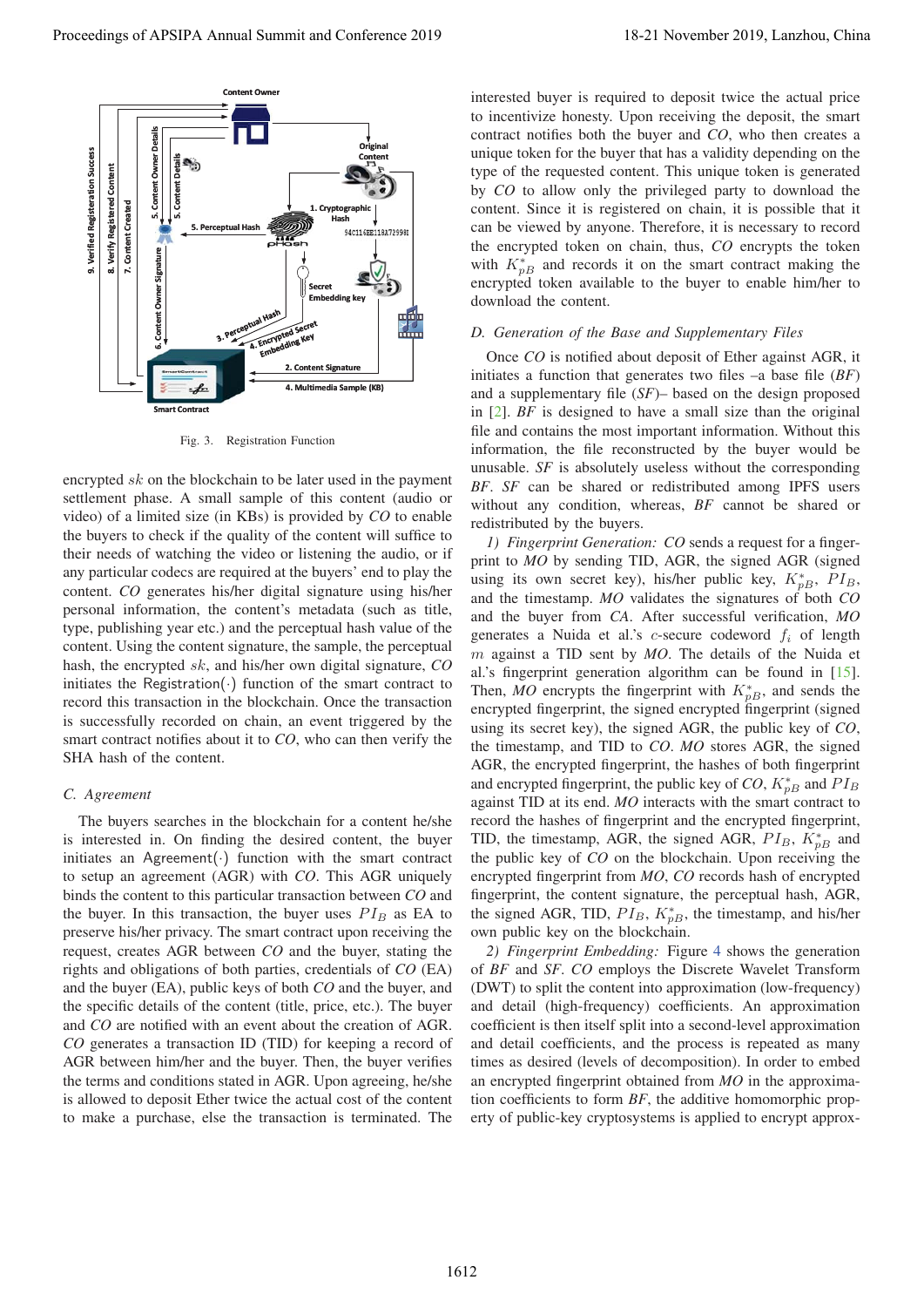Fig. 3. Registration Function

encrypted $sk$ on the blockchain to be later used in the payment settlement phase. A small sample of this content (audio or video) of a limited size (in KBs) is provided by *CO* to enable the buyers to check if the quality of the content will suffice to their needs of watching the video or listening the audio, or if any particular codecs are required at the buyers' end to play the content. *CO* generates his/her digital signature using his/her personal information, the content's metadata (such as title, type, publishing year etc.) and the perceptual hash value of the content. Using the content signature, the sample, the perceptual hash, the encrypted $sk$, and his/her own digital signature, *CO* initiates the Registration$(\cdot)$ function of the smart contract to record this transaction in the blockchain. Once the transaction is successfully recorded on chain, an event triggered by the smart contract notifies about it to *CO*, who can then verify the SHA hash of the content.

### C. Agreement

The buyers searches in the blockchain for a content he/she is interested in. On finding the desired content, the buyer initiates an Agreement$(\cdot)$ function with the smart contract to setup an agreement (AGR) with *CO*. This AGR uniquely binds the content to this particular transaction between *CO* and the buyer. In this transaction, the buyer uses $PI_B$ as EA to preserve his/her privacy. The smart contract upon receiving the request, creates AGR between *CO* and the buyer, stating the rights and obligations of both parties, credentials of *CO* (EA) and the buyer (EA), public keys of both *CO* and the buyer, and the specific details of the content (title, price, etc.). The buyer and *CO* are notified with an event about the creation of AGR. *CO* generates a transaction ID (TID) for keeping a record of AGR between him/her and the buyer. Then, the buyer verifies the terms and conditions stated in AGR. Upon agreeing, he/she is allowed to deposit Ether twice the actual cost of the content to make a purchase, else the transaction is terminated. The interested buyer is required to deposit twice the actual price to incentivize honesty. Upon receiving the deposit, the smart contract notifies both the buyer and *CO*, who then creates a unique token for the buyer that has a validity depending on the type of the requested content. This unique token is generated by *CO* to allow only the privileged party to download the content. Since it is registered on chain, it is possible that it can be viewed by anyone. Therefore, it is necessary to record the encrypted token on chain, thus, *CO* encrypts the token with $K^*_{pB}$ and records it on the smart contract making the encrypted token available to the buyer to enable him/her to download the content.

### D. Generation of the Base and Supplementary Files

Once *CO* is notified about deposit of Ether against AGR, it initiates a function that generates two files –a base file (*BF*) and a supplementary file (*SF*)– based on the design proposed in [2]. *BF* is designed to have a small size than the original file and contains the most important information. Without this information, the file reconstructed by the buyer would be unusable. *SF* is absolutely useless without the corresponding *BF*. *SF* can be shared or redistributed among IPFS users without any condition, whereas, *BF* cannot be shared or redistributed by the buyers.

*1) Fingerprint Generation:* *CO* sends a request for a fingerprint to *MO* by sending TID, AGR, the signed AGR (signed using its own secret key), his/her public key, $K^*_{pB}$, $PI_B$, and the timestamp. *MO* validates the signatures of both *CO* and the buyer from *CA*. After successful verification, *MO* generates a Nuida et al.'s $c$-secure codeword $f_i$ of length $m$ against a TID sent by *MO*. The details of the Nuida et al.'s fingerprint generation algorithm can be found in [15]. Then, *MO* encrypts the fingerprint with $K^*_{pB}$, and sends the encrypted fingerprint, the signed encrypted fingerprint (signed using its secret key), the signed AGR, the public key of *CO*, the timestamp, and TID to *CO*. *MO* stores AGR, the signed AGR, the encrypted fingerprint, the hashes of both fingerprint and encrypted fingerprint, the public key of *CO*, $K^*_{pB}$ and $PI_B$ against TID at its end. *MO* interacts with the smart contract to record the hashes of fingerprint and the encrypted fingerprint, TID, the timestamp, AGR, the signed AGR, $PI_B$, $K^*_{pB}$ and the public key of *CO* on the blockchain. Upon receiving the encrypted fingerprint from *MO*, *CO* records hash of encrypted fingerprint, the content signature, the perceptual hash, AGR, the signed AGR, TID, $PI_B$, $K^*_{pB}$, the timestamp, and his/her own public key on the blockchain.

*2) Fingerprint Embedding:* Figure 4 shows the generation of *BF* and *SF*. *CO* employs the Discrete Wavelet Transform (DWT) to split the content into approximation (low-frequency) and detail (high-frequency) coefficients. An approximation coefficient is then itself split into a second-level approximation and detail coefficients, and the process is repeated as many times as desired (levels of decomposition). In order to embed an encrypted fingerprint obtained from *MO* in the approximation coefficients to form *BF*, the additive homomorphic property of public-key cryptosystems is applied to encrypt approx-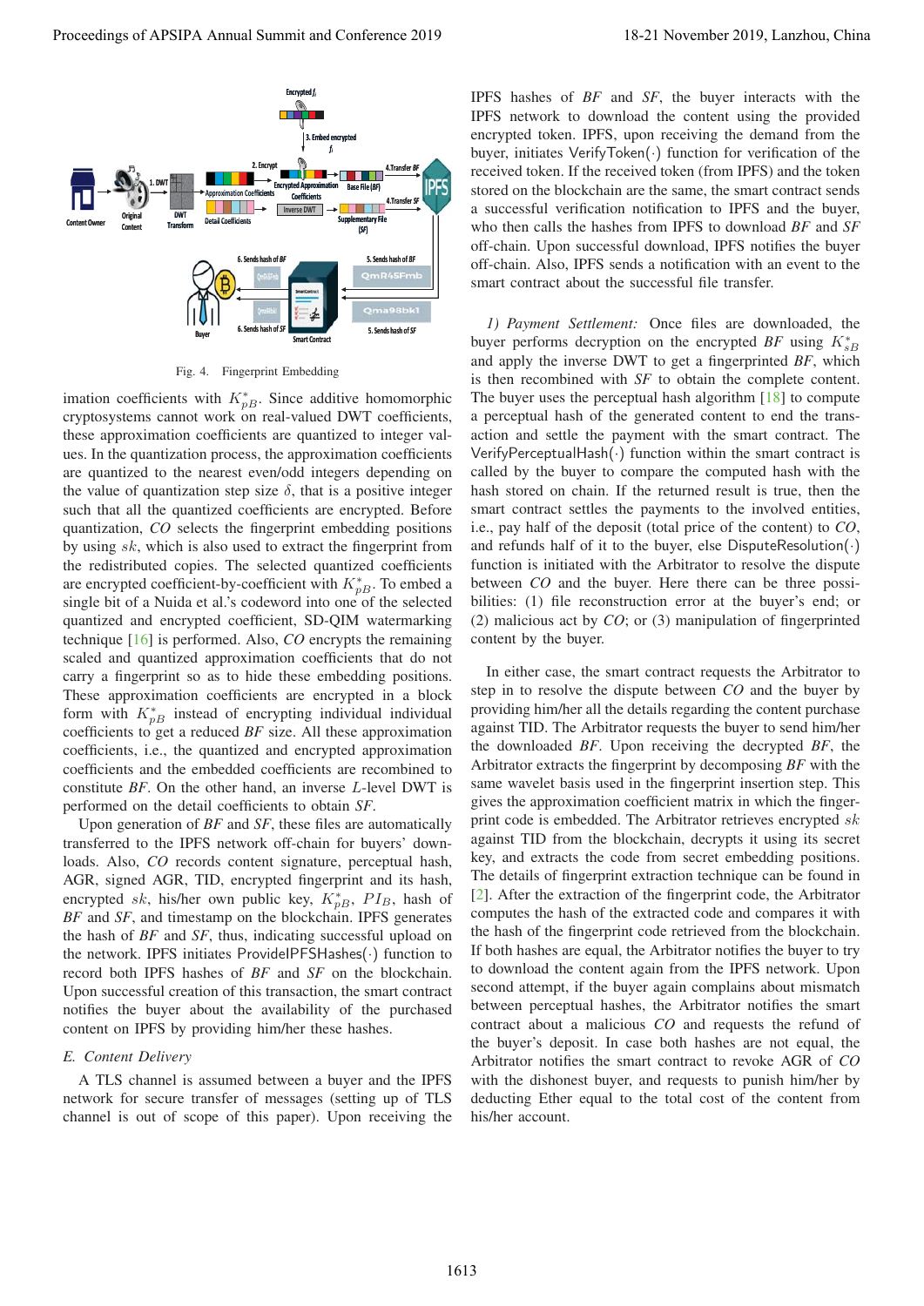Fig. 4. Fingerprint Embedding

imation coefficients with $K^*_{pB}$. Since additive homomorphic cryptosystems cannot work on real-valued DWT coefficients, these approximation coefficients are quantized to integer values. In the quantization process, the approximation coefficients are quantized to the nearest even/odd integers depending on the value of quantization step size $\delta$, that is a positive integer such that all the quantized coefficients are encrypted. Before quantization, $CO$ selects the fingerprint embedding positions by using $sk$, which is also used to extract the fingerprint from the redistributed copies. The selected quantized coefficients are encrypted coefficient-by-coefficient with $K^*_{pB}$. To embed a single bit of a Nuida et al.'s codeword into one of the selected quantized and encrypted coefficient, SD-QIM watermarking technique [16] is performed. Also, $CO$ encrypts the remaining scaled and quantized approximation coefficients that do not carry a fingerprint so as to hide these embedding positions. These approximation coefficients are encrypted in a block form with $K^*_{pB}$ instead of encrypting individual individual coefficients to get a reduced $BF$ size. All these approximation coefficients, i.e., the quantized and encrypted approximation coefficients and the embedded coefficients are recombined to constitute $BF$. On the other hand, an inverse $L$-level DWT is performed on the detail coefficients to obtain $SF$.

Upon generation of $BF$ and $SF$, these files are automatically transferred to the IPFS network off-chain for buyers' downloads. Also, $CO$ records content signature, perceptual hash, AGR, signed AGR, TID, encrypted fingerprint and its hash, encrypted $sk$, his/her own public key, $K^*_{pB}$, $PI_B$, hash of $BF$ and $SF$, and timestamp on the blockchain. IPFS generates the hash of $BF$ and $SF$, thus, indicating successful upload on the network. IPFS initiates ProvideIPFSHashes($\cdot$) function to record both IPFS hashes of $BF$ and $SF$ on the blockchain. Upon successful creation of this transaction, the smart contract notifies the buyer about the availability of the purchased content on IPFS by providing him/her these hashes.

### E. Content Delivery

A TLS channel is assumed between a buyer and the IPFS network for secure transfer of messages (setting up of TLS channel is out of scope of this paper). Upon receiving the IPFS hashes of $BF$ and $SF$, the buyer interacts with the IPFS network to download the content using the provided encrypted token. IPFS, upon receiving the demand from the buyer, initiates VerifyToken($\cdot$) function for verification of the received token. If the received token (from IPFS) and the token stored on the blockchain are the same, the smart contract sends a successful verification notification to IPFS and the buyer, who then calls the hashes from IPFS to download $BF$ and $SF$ off-chain. Upon successful download, IPFS notifies the buyer off-chain. Also, IPFS sends a notification with an event to the smart contract about the successful file transfer.

*1) Payment Settlement:* Once files are downloaded, the buyer performs decryption on the encrypted $BF$ using $K^*_{sB}$ and apply the inverse DWT to get a fingerprinted $BF$, which is then recombined with $SF$ to obtain the complete content. The buyer uses the perceptual hash algorithm [18] to compute a perceptual hash of the generated content to end the transaction and settle the payment with the smart contract. The VerifyPerceptualHash($\cdot$) function within the smart contract is called by the buyer to compare the computed hash with the hash stored on chain. If the returned result is true, then the smart contract settles the payments to the involved entities, i.e., pay half of the deposit (total price of the content) to $CO$, and refunds half of it to the buyer, else DisputeResolution($\cdot$) function is initiated with the Arbitrator to resolve the dispute between $CO$ and the buyer. Here there can be three possibilities: (1) file reconstruction error at the buyer's end; or (2) malicious act by $CO$; or (3) manipulation of fingerprinted content by the buyer.

In either case, the smart contract requests the Arbitrator to step in to resolve the dispute between $CO$ and the buyer by providing him/her all the details regarding the content purchase against TID. The Arbitrator requests the buyer to send him/her the downloaded $BF$. Upon receiving the decrypted $BF$, the Arbitrator extracts the fingerprint by decomposing $BF$ with the same wavelet basis used in the fingerprint insertion step. This gives the approximation coefficient matrix in which the fingerprint code is embedded. The Arbitrator retrieves encrypted $sk$ against TID from the blockchain, decrypts it using its secret key, and extracts the code from secret embedding positions. The details of fingerprint extraction technique can be found in [2]. After the extraction of the fingerprint code, the Arbitrator computes the hash of the extracted code and compares it with the hash of the fingerprint code retrieved from the blockchain. If both hashes are equal, the Arbitrator notifies the buyer to try to download the content again from the IPFS network. Upon second attempt, if the buyer again complains about mismatch between perceptual hashes, the Arbitrator notifies the smart contract about a malicious $CO$ and requests the refund of the buyer's deposit. In case both hashes are not equal, the Arbitrator notifies the smart contract to revoke AGR of $CO$ with the dishonest buyer, and requests to punish him/her by deducting Ether equal to the total cost of the content from his/her account.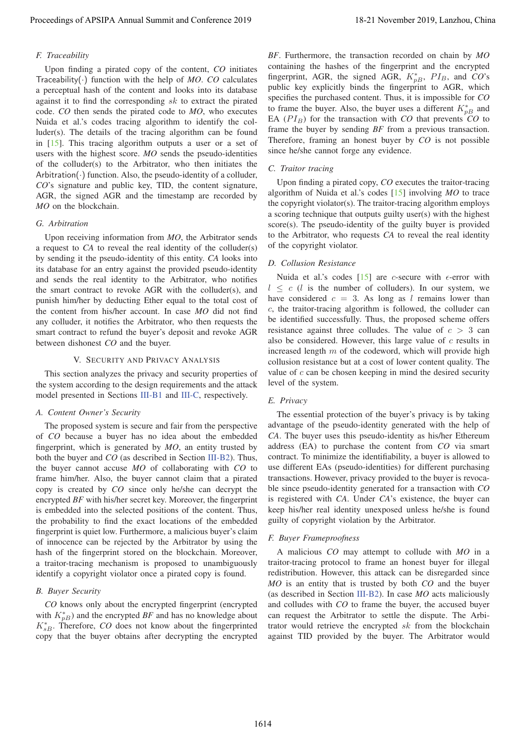### F. Traceability

Upon finding a pirated copy of the content, *CO* initiates Traceability(·) function with the help of *MO*. *CO* calculates a perceptual hash of the content and looks into its database against it to find the corresponding $sk$ to extract the pirated code. *CO* then sends the pirated code to *MO*, who executes Nuida et al.'s codes tracing algorithm to identify the colluder(s). The details of the tracing algorithm can be found in [15]. This tracing algorithm outputs a user or a set of users with the highest score. *MO* sends the pseudo-identities of the colluder(s) to the Arbitrator, who then initiates the Arbitration(·) function. Also, the pseudo-identity of a colluder, *CO*'s signature and public key, TID, the content signature, AGR, the signed AGR and the timestamp are recorded by *MO* on the blockchain.

### G. Arbitration

Upon receiving information from *MO*, the Arbitrator sends a request to *CA* to reveal the real identity of the colluder(s) by sending it the pseudo-identity of this entity. *CA* looks into its database for an entry against the provided pseudo-identity and sends the real identity to the Arbitrator, who notifies the smart contract to revoke AGR with the colluder(s), and punish him/her by deducting Ether equal to the total cost of the content from his/her account. In case *MO* did not find any colluder, it notifies the Arbitrator, who then requests the smart contract to refund the buyer's deposit and revoke AGR between dishonest *CO* and the buyer.

## V. Security and Privacy Analysis

This section analyzes the privacy and security properties of the system according to the design requirements and the attack model presented in Sections III-B1 and III-C, respectively.

### A. Content Owner's Security

The proposed system is secure and fair from the perspective of *CO* because a buyer has no idea about the embedded fingerprint, which is generated by *MO*, an entity trusted by both the buyer and *CO* (as described in Section III-B2). Thus, the buyer cannot accuse *MO* of collaborating with *CO* to frame him/her. Also, the buyer cannot claim that a pirated copy is created by *CO* since only he/she can decrypt the encrypted *BF* with his/her secret key. Moreover, the fingerprint is embedded into the selected positions of the content. Thus, the probability to find the exact locations of the embedded fingerprint is quiet low. Furthermore, a malicious buyer's claim of innocence can be rejected by the Arbitrator by using the hash of the fingerprint stored on the blockchain. Moreover, a traitor-tracing mechanism is proposed to unambiguously identify a copyright violator once a pirated copy is found.

### B. Buyer Security

*CO* knows only about the encrypted fingerprint (encrypted with $K^*_{pB}$) and the encrypted *BF* and has no knowledge about $K^*_{sB}$. Therefore, *CO* does not know about the fingerprinted copy that the buyer obtains after decrypting the encrypted *BF*. Furthermore, the transaction recorded on chain by *MO* containing the hashes of the fingerprint and the encrypted fingerprint, AGR, the signed AGR, $K^*_{pB}$, $PI_B$, and *CO*'s public key explicitly binds the fingerprint to AGR, which specifies the purchased content. Thus, it is impossible for *CO* to frame the buyer. Also, the buyer uses a different $K^*_{pB}$ and EA ($PI_B$) for the transaction with *CO* that prevents *CO* to frame the buyer by sending *BF* from a previous transaction. Therefore, framing an honest buyer by *CO* is not possible since he/she cannot forge any evidence.

### C. Traitor tracing

Upon finding a pirated copy, *CO* executes the traitor-tracing algorithm of Nuida et al.'s codes [15] involving *MO* to trace the copyright violator(s). The traitor-tracing algorithm employs a scoring technique that outputs guilty user(s) with the highest score(s). The pseudo-identity of the guilty buyer is provided to the Arbitrator, who requests *CA* to reveal the real identity of the copyright violator.

### D. Collusion Resistance

Nuida et al.'s codes [15] are $c$-secure with $\epsilon$-error with $l \leq c$ ($l$ is the number of colluders). In our system, we have considered $c = 3$. As long as $l$ remains lower than $c$, the traitor-tracing algorithm is followed, the colluder can be identified successfully. Thus, the proposed scheme offers resistance against three colludes. The value of $c > 3$ can also be considered. However, this large value of $c$ results in increased length $m$ of the codeword, which will provide high collusion resistance but at a cost of lower content quality. The value of $c$ can be chosen keeping in mind the desired security level of the system.

### E. Privacy

The essential protection of the buyer's privacy is by taking advantage of the pseudo-identity generated with the help of *CA*. The buyer uses this pseudo-identity as his/her Ethereum address (EA) to purchase the content from *CO* via smart contract. To minimize the identifiability, a buyer is allowed to use different EAs (pseudo-identities) for different purchasing transactions. However, privacy provided to the buyer is revocable since pseudo-identity generated for a transaction with *CO* is registered with *CA*. Under *CA*'s existence, the buyer can keep his/her real identity unexposed unless he/she is found guilty of copyright violation by the Arbitrator.

### F. Buyer Frameproofness

A malicious *CO* may attempt to collude with *MO* in a traitor-tracing protocol to frame an honest buyer for illegal redistribution. However, this attack can be disregarded since *MO* is an entity that is trusted by both *CO* and the buyer (as described in Section III-B2). In case *MO* acts maliciously and colludes with *CO* to frame the buyer, the accused buyer can request the Arbitrator to settle the dispute. The Arbitrator would retrieve the encrypted $sk$ from the blockchain against TID provided by the buyer. The Arbitrator would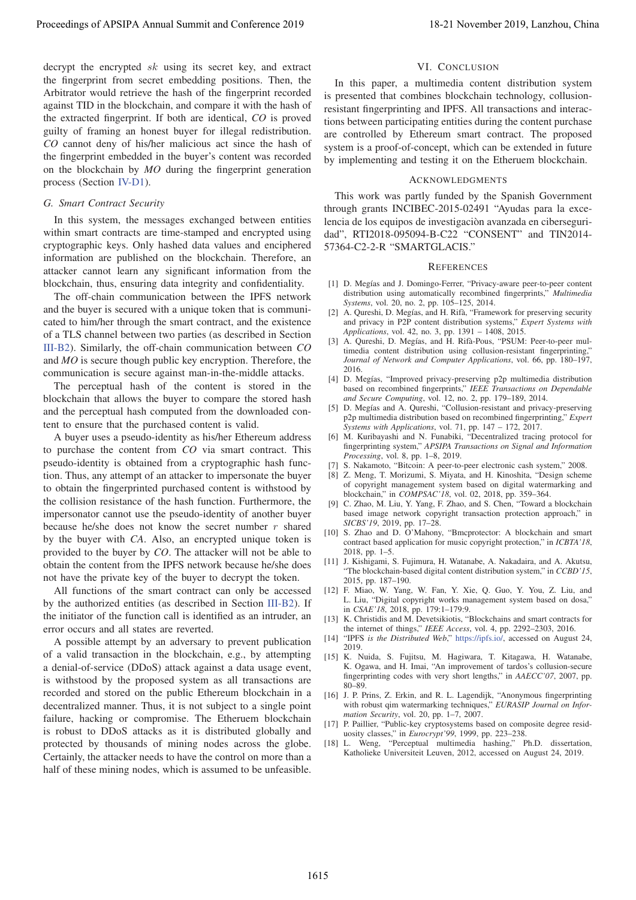decrypt the encrypted $sk$ using its secret key, and extract the fingerprint from secret embedding positions. Then, the Arbitrator would retrieve the hash of the fingerprint recorded against TID in the blockchain, and compare it with the hash of the extracted fingerprint. If both are identical, *CO* is proved guilty of framing an honest buyer for illegal redistribution. *CO* cannot deny of his/her malicious act since the hash of the fingerprint embedded in the buyer's content was recorded on the blockchain by *MO* during the fingerprint generation process (Section IV-D1).

### G. Smart Contract Security

In this system, the messages exchanged between entities within smart contracts are time-stamped and encrypted using cryptographic keys. Only hashed data values and enciphered information are published on the blockchain. Therefore, an attacker cannot learn any significant information from the blockchain, thus, ensuring data integrity and confidentiality.

The off-chain communication between the IPFS network and the buyer is secured with a unique token that is communicated to him/her through the smart contract, and the existence of a TLS channel between two parties (as described in Section III-B2). Similarly, the off-chain communication between *CO* and *MO* is secure though public key encryption. Therefore, the communication is secure against man-in-the-middle attacks.

The perceptual hash of the content is stored in the blockchain that allows the buyer to compare the stored hash and the perceptual hash computed from the downloaded content to ensure that the purchased content is valid.

A buyer uses a pseudo-identity as his/her Ethereum address to purchase the content from *CO* via smart contract. This pseudo-identity is obtained from a cryptographic hash function. Thus, any attempt of an attacker to impersonate the buyer to obtain the fingerprinted purchased content is withstood by the collision resistance of the hash function. Furthermore, the impersonator cannot use the pseudo-identity of another buyer because he/she does not know the secret number $r$ shared by the buyer with *CA*. Also, an encrypted unique token is provided to the buyer by *CO*. The attacker will not be able to obtain the content from the IPFS network because he/she does not have the private key of the buyer to decrypt the token.

All functions of the smart contract can only be accessed by the authorized entities (as described in Section III-B2). If the initiator of the function call is identified as an intruder, an error occurs and all states are reverted.

A possible attempt by an adversary to prevent publication of a valid transaction in the blockchain, e.g., by attempting a denial-of-service (DDoS) attack against a data usage event, is withstood by the proposed system as all transactions are recorded and stored on the public Ethereum blockchain in a decentralized manner. Thus, it is not subject to a single point failure, hacking or compromise. The Etheruem blockchain is robust to DDoS attacks as it is distributed globally and protected by thousands of mining nodes across the globe. Certainly, the attacker needs to have the control on more than a half of these mining nodes, which is assumed to be unfeasible.

## VI. Conclusion

In this paper, a multimedia content distribution system is presented that combines blockchain technology, collision-resistant fingerprinting and IPFS. All transactions and interactions between participating entities during the content purchase are controlled by Ethereum smart contract. The proposed system is a proof-of-concept, which can be extended in future by implementing and testing it on the Etheruem blockchain.

## Acknowledgments

This work was partly funded by the Spanish Government through grants INCIBEC-2015-02491 "Ayudas para la excelencia de los equipos de investigaciòn avanzada en ciberseguridad", RTI2018-095094-B-C22 "CONSENT" and TIN2014-57364-C2-2-R "SMARTGLACIS."

## References

[1] D. Megías and J. Domingo-Ferrer, "Privacy-aware peer-to-peer content distribution using automatically recombined fingerprints," *Multimedia Systems*, vol. 20, no. 2, pp. 105–125, 2014.

[2] A. Qureshi, D. Megías, and H. Rifà, "Framework for preserving security and privacy in P2P content distribution systems," *Expert Systems with Applications*, vol. 42, no. 3, pp. 1391 – 1408, 2015.

[3] A. Qureshi, D. Megías, and H. Rifà-Pous, "PSUM: Peer-to-peer multimedia content distribution using collusion-resistant fingerprinting," *Journal of Network and Computer Applications*, vol. 66, pp. 180–197, 2016.

[4] D. Megías, "Improved privacy-preserving p2p multimedia distribution based on recombined fingerprints," *IEEE Transactions on Dependable and Secure Computing*, vol. 12, no. 2, pp. 179–189, 2014.

[5] D. Megías and A. Qureshi, "Collusion-resistant and privacy-preserving p2p multimedia distribution based on recombined fingerprinting," *Expert Systems with Applications*, vol. 71, pp. 147 – 172, 2017.

[6] M. Kuribayashi and N. Funabiki, "Decentralized tracing protocol for fingerprinting system," *APSIPA Transactions on Signal and Information Processing*, vol. 8, pp. 1–8, 2019.

[7] S. Nakamoto, "Bitcoin: A peer-to-peer electronic cash system," 2008.

[8] Z. Meng, T. Morizumi, S. Miyata, and H. Kinoshita, "Design scheme of copyright management system based on digital watermarking and blockchain," in *COMPSAC'18*, vol. 02, 2018, pp. 359–364.

[9] C. Zhao, M. Liu, Y. Yang, F. Zhao, and S. Chen, "Toward a blockchain based image network copyright transaction protection approach," in *SICBS'19*, 2019, pp. 17–28.

[10] S. Zhao and D. O'Mahony, "Bmcprotector: A blockchain and smart contract based application for music copyright protection," in *ICBTA'18*, 2018, pp. 1–5.

[11] J. Kishigami, S. Fujimura, H. Watanabe, A. Nakadaira, and A. Akutsu, "The blockchain-based digital content distribution system," in *CCBD'15*, 2015, pp. 187–190.

[12] F. Miao, W. Yang, W. Fan, Y. Xie, Q. Guo, Y. You, Z. Liu, and L. Liu, "Digital copyright works management system based on dosa," in *CSAE'18*, 2018, pp. 179:1–179:9.

[13] K. Christidis and M. Devetsikiotis, "Blockchains and smart contracts for the internet of things," *IEEE Access*, vol. 4, pp. 2292–2303, 2016.

[14] "IPFS *is the Distributed Web*," https://ipfs.io/, accessed on August 24, 2019.

[15] K. Nuida, S. Fujitsu, M. Hagiwara, T. Kitagawa, H. Watanabe, K. Ogawa, and H. Imai, "An improvement of tardos's collusion-secure fingerprinting codes with very short lengths," in *AAECC'07*, 2007, pp. 80–89.

[16] J. P. Prins, Z. Erkin, and R. L. Lagendijk, "Anonymous fingerprinting with robust qim watermarking techniques," *EURASIP Journal on Information Security*, vol. 20, pp. 1–7, 2007.

[17] P. Paillier, "Public-key cryptosystems based on composite degree residuosity classes," in *Eurocrypt'99*, 1999, pp. 223–238.

[18] L. Weng, "Perceptual multimedia hashing," Ph.D. dissertation, Katholieke Universiteit Leuven, 2012, accessed on August 24, 2019.